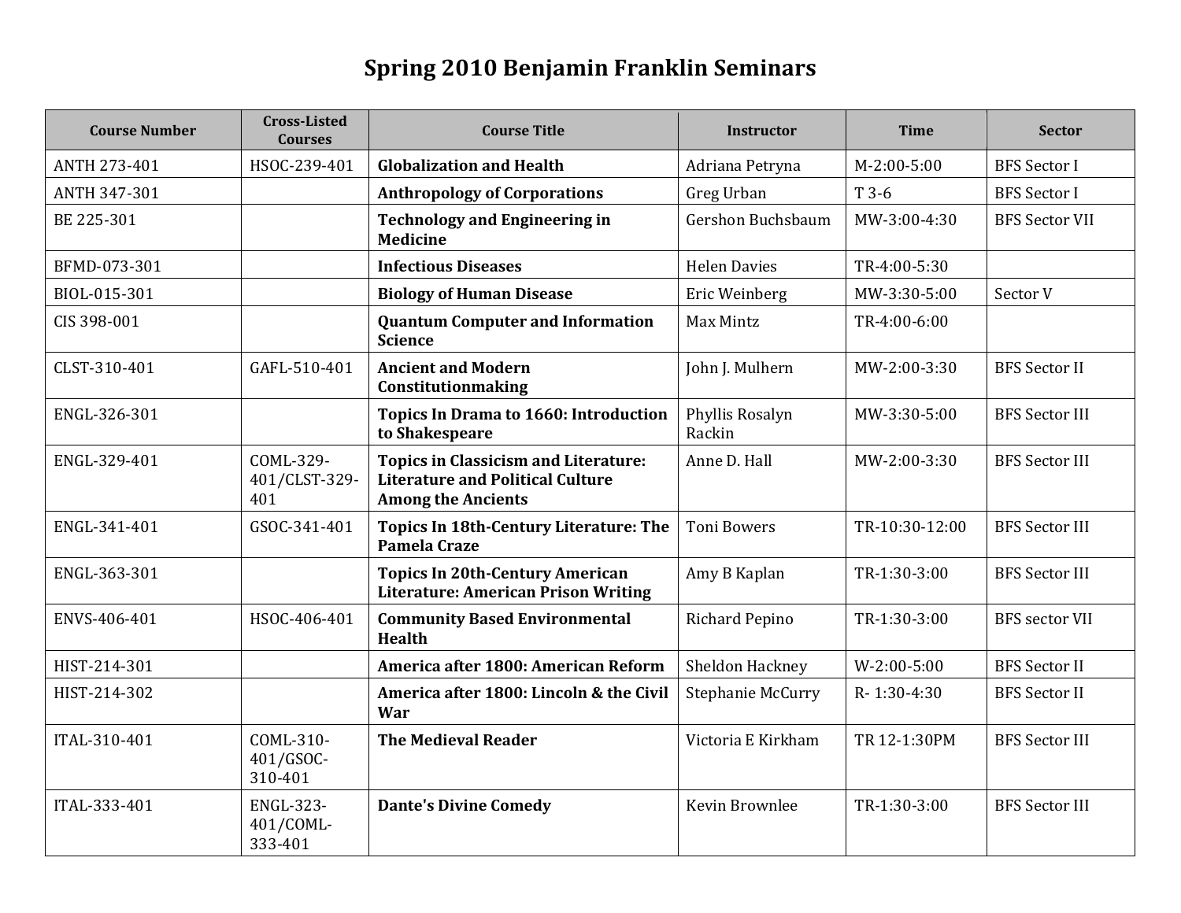# Spring 2010 Benjamin Franklin Seminars

| Course Number | Cross-Listed Courses | Course Title | Instructor | Time | Sector |
|---|---|---|---|---|---|
| ANTH 273-401 | HSOC-239-401 | **Globalization and Health** | Adriana Petryna | M-2:00-5:00 | BFS Sector I |
| ANTH 347-301 | | **Anthropology of Corporations** | Greg Urban | T 3-6 | BFS Sector I |
| BE 225-301 | | **Technology and Engineering in Medicine** | Gershon Buchsbaum | MW-3:00-4:30 | BFS Sector VII |
| BFMD-073-301 | | **Infectious Diseases** | Helen Davies | TR-4:00-5:30 | |
| BIOL-015-301 | | **Biology of Human Disease** | Eric Weinberg | MW-3:30-5:00 | Sector V |
| CIS 398-001 | | **Quantum Computer and Information Science** | Max Mintz | TR-4:00-6:00 | |
| CLST-310-401 | GAFL-510-401 | **Ancient and Modern Constitutionmaking** | John J. Mulhern | MW-2:00-3:30 | BFS Sector II |
| ENGL-326-301 | | **Topics In Drama to 1660: Introduction to Shakespeare** | Phyllis Rosalyn Rackin | MW-3:30-5:00 | BFS Sector III |
| ENGL-329-401 | COML-329-401/CLST-329-401 | **Topics in Classicism and Literature: Literature and Political Culture Among the Ancients** | Anne D. Hall | MW-2:00-3:30 | BFS Sector III |
| ENGL-341-401 | GSOC-341-401 | **Topics In 18th-Century Literature: The Pamela Craze** | Toni Bowers | TR-10:30-12:00 | BFS Sector III |
| ENGL-363-301 | | **Topics In 20th-Century American Literature: American Prison Writing** | Amy B Kaplan | TR-1:30-3:00 | BFS Sector III |
| ENVS-406-401 | HSOC-406-401 | **Community Based Environmental Health** | Richard Pepino | TR-1:30-3:00 | BFS sector VII |
| HIST-214-301 | | **America after 1800: American Reform** | Sheldon Hackney | W-2:00-5:00 | BFS Sector II |
| HIST-214-302 | | **America after 1800: Lincoln & the Civil War** | Stephanie McCurry | R- 1:30-4:30 | BFS Sector II |
| ITAL-310-401 | COML-310-401/GSOC-310-401 | **The Medieval Reader** | Victoria E Kirkham | TR 12-1:30PM | BFS Sector III |
| ITAL-333-401 | ENGL-323-401/COML-333-401 | **Dante's Divine Comedy** | Kevin Brownlee | TR-1:30-3:00 | BFS Sector III |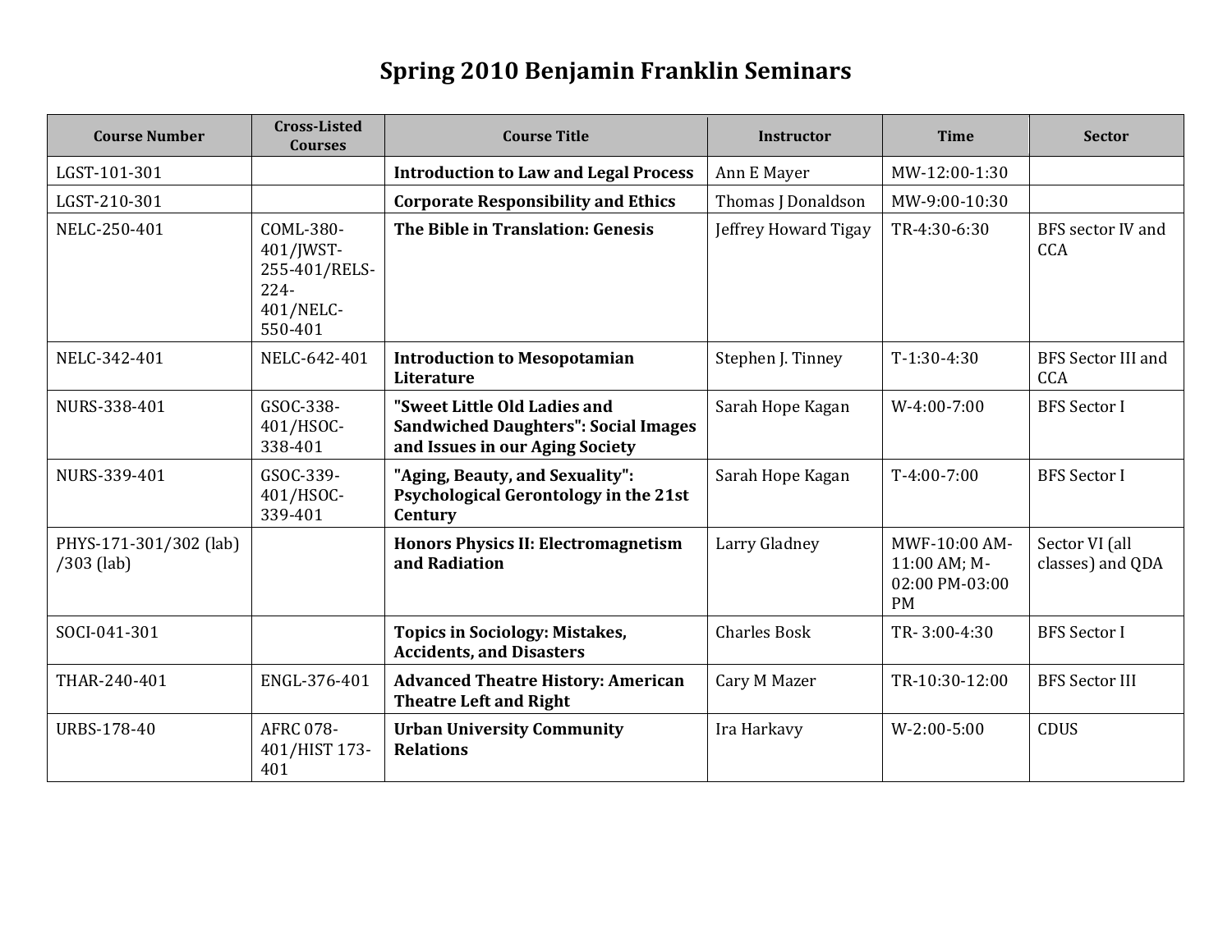# Spring 2010 Benjamin Franklin Seminars

| Course Number | Cross-Listed Courses | Course Title | Instructor | Time | Sector |
|---|---|---|---|---|---|
| LGST-101-301 | | **Introduction to Law and Legal Process** | Ann E Mayer | MW-12:00-1:30 | |
| LGST-210-301 | | **Corporate Responsibility and Ethics** | Thomas J Donaldson | MW-9:00-10:30 | |
| NELC-250-401 | COML-380-401/JWST-255-401/RELS-224-401/NELC-550-401 | **The Bible in Translation: Genesis** | Jeffrey Howard Tigay | TR-4:30-6:30 | BFS sector IV and CCA |
| NELC-342-401 | NELC-642-401 | **Introduction to Mesopotamian Literature** | Stephen J. Tinney | T-1:30-4:30 | BFS Sector III and CCA |
| NURS-338-401 | GSOC-338-401/HSOC-338-401 | **"Sweet Little Old Ladies and Sandwiched Daughters": Social Images and Issues in our Aging Society** | Sarah Hope Kagan | W-4:00-7:00 | BFS Sector I |
| NURS-339-401 | GSOC-339-401/HSOC-339-401 | **"Aging, Beauty, and Sexuality": Psychological Gerontology in the 21st Century** | Sarah Hope Kagan | T-4:00-7:00 | BFS Sector I |
| PHYS-171-301/302 (lab) /303 (lab) | | **Honors Physics II: Electromagnetism and Radiation** | Larry Gladney | MWF-10:00 AM-11:00 AM; M-02:00 PM-03:00 PM | Sector VI (all classes) and QDA |
| SOCI-041-301 | | **Topics in Sociology: Mistakes, Accidents, and Disasters** | Charles Bosk | TR- 3:00-4:30 | BFS Sector I |
| THAR-240-401 | ENGL-376-401 | **Advanced Theatre History: American Theatre Left and Right** | Cary M Mazer | TR-10:30-12:00 | BFS Sector III |
| URBS-178-40 | AFRC 078-401/HIST 173-401 | **Urban University Community Relations** | Ira Harkavy | W-2:00-5:00 | CDUS |